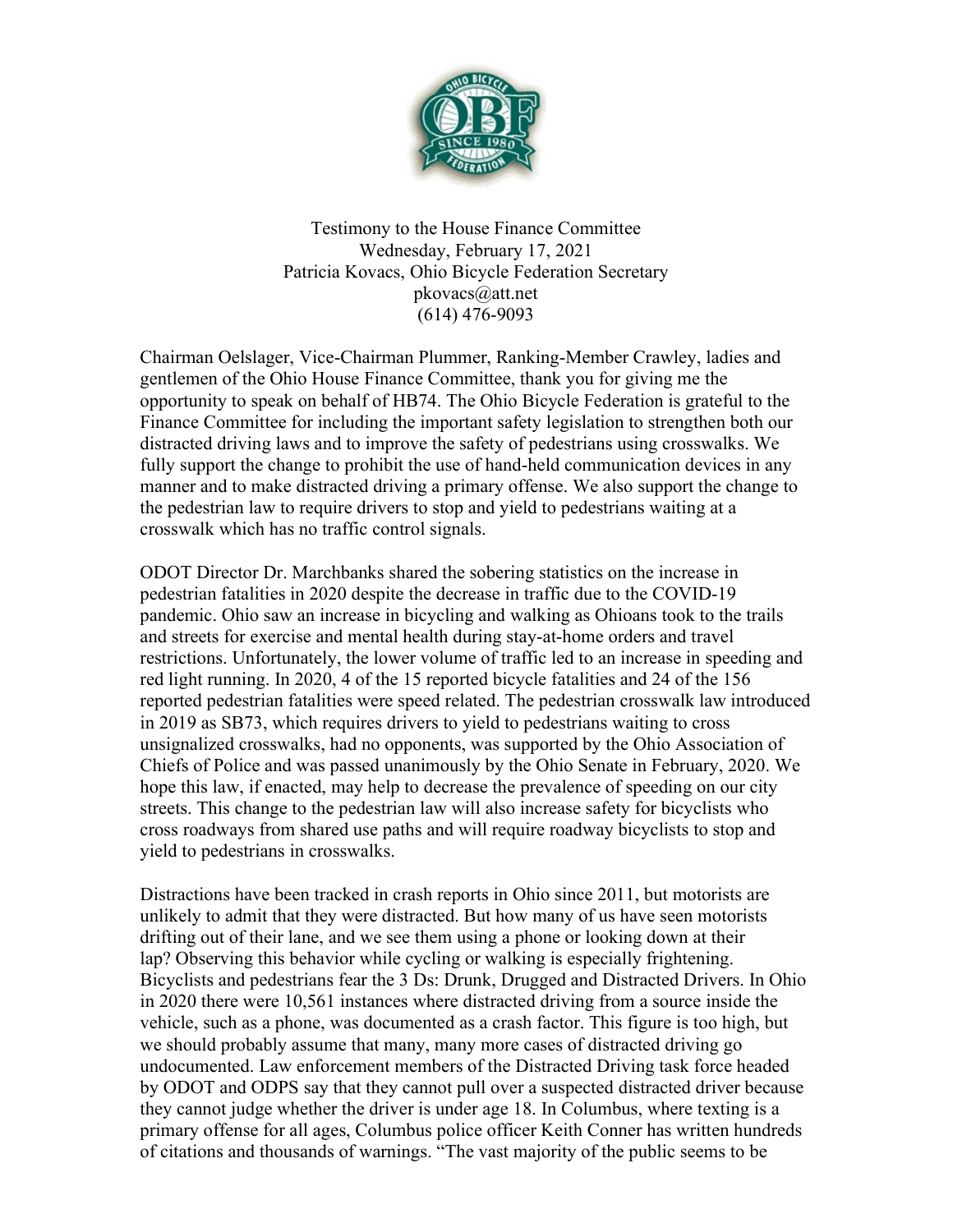Testimony to the House Finance Committee
Wednesday, February 17, 2021
Patricia Kovacs, Ohio Bicycle Federation Secretary
pkovacs@att.net
(614) 476-9093

Chairman Oelslager, Vice-Chairman Plummer, Ranking-Member Crawley, ladies and gentlemen of the Ohio House Finance Committee, thank you for giving me the opportunity to speak on behalf of HB74. The Ohio Bicycle Federation is grateful to the Finance Committee for including the important safety legislation to strengthen both our distracted driving laws and to improve the safety of pedestrians using crosswalks. We fully support the change to prohibit the use of hand-held communication devices in any manner and to make distracted driving a primary offense. We also support the change to the pedestrian law to require drivers to stop and yield to pedestrians waiting at a crosswalk which has no traffic control signals.

ODOT Director Dr. Marchbanks shared the sobering statistics on the increase in pedestrian fatalities in 2020 despite the decrease in traffic due to the COVID-19 pandemic. Ohio saw an increase in bicycling and walking as Ohioans took to the trails and streets for exercise and mental health during stay-at-home orders and travel restrictions. Unfortunately, the lower volume of traffic led to an increase in speeding and red light running. In 2020, 4 of the 15 reported bicycle fatalities and 24 of the 156 reported pedestrian fatalities were speed related. The pedestrian crosswalk law introduced in 2019 as SB73, which requires drivers to yield to pedestrians waiting to cross unsignalized crosswalks, had no opponents, was supported by the Ohio Association of Chiefs of Police and was passed unanimously by the Ohio Senate in February, 2020. We hope this law, if enacted, may help to decrease the prevalence of speeding on our city streets. This change to the pedestrian law will also increase safety for bicyclists who cross roadways from shared use paths and will require roadway bicyclists to stop and yield to pedestrians in crosswalks.

Distractions have been tracked in crash reports in Ohio since 2011, but motorists are unlikely to admit that they were distracted. But how many of us have seen motorists drifting out of their lane, and we see them using a phone or looking down at their lap? Observing this behavior while cycling or walking is especially frightening. Bicyclists and pedestrians fear the 3 Ds: Drunk, Drugged and Distracted Drivers. In Ohio in 2020 there were 10,561 instances where distracted driving from a source inside the vehicle, such as a phone, was documented as a crash factor. This figure is too high, but we should probably assume that many, many more cases of distracted driving go undocumented. Law enforcement members of the Distracted Driving task force headed by ODOT and ODPS say that they cannot pull over a suspected distracted driver because they cannot judge whether the driver is under age 18. In Columbus, where texting is a primary offense for all ages, Columbus police officer Keith Conner has written hundreds of citations and thousands of warnings. "The vast majority of the public seems to be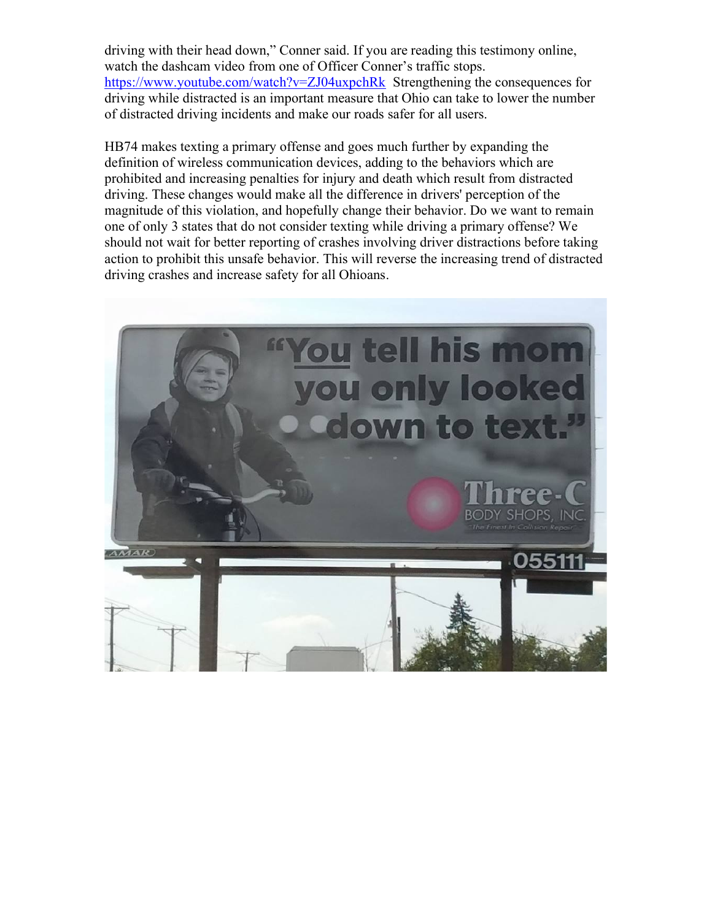driving with their head down," Conner said. If you are reading this testimony online, watch the dashcam video from one of Officer Conner's traffic stops. https://www.youtube.com/watch?v=ZJ04uxpchRk Strengthening the consequences for driving while distracted is an important measure that Ohio can take to lower the number of distracted driving incidents and make our roads safer for all users.

HB74 makes texting a primary offense and goes much further by expanding the definition of wireless communication devices, adding to the behaviors which are prohibited and increasing penalties for injury and death which result from distracted driving. These changes would make all the difference in drivers' perception of the magnitude of this violation, and hopefully change their behavior. Do we want to remain one of only 3 states that do not consider texting while driving a primary offense? We should not wait for better reporting of crashes involving driver distractions before taking action to prohibit this unsafe behavior. This will reverse the increasing trend of distracted driving crashes and increase safety for all Ohioans.